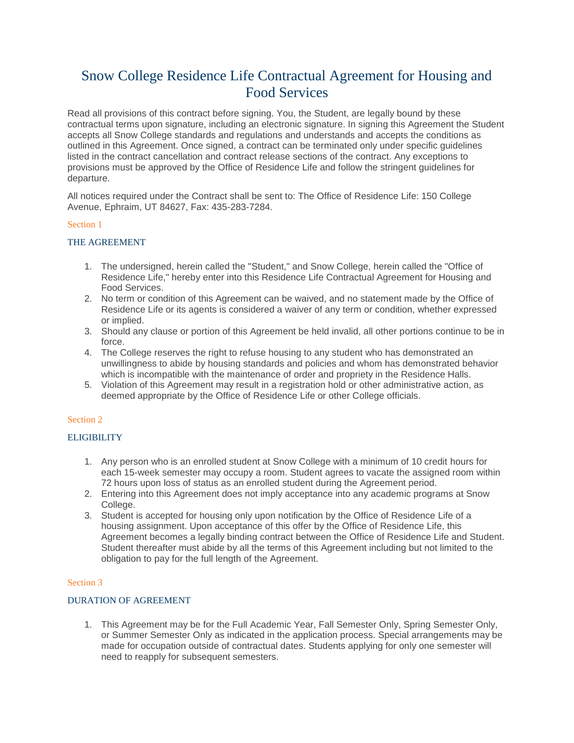# Snow College Residence Life Contractual Agreement for Housing and Food Services

Read all provisions of this contract before signing. You, the Student, are legally bound by these contractual terms upon signature, including an electronic signature. In signing this Agreement the Student accepts all Snow College standards and regulations and understands and accepts the conditions as outlined in this Agreement. Once signed, a contract can be terminated only under specific guidelines listed in the contract cancellation and contract release sections of the contract. Any exceptions to provisions must be approved by the Office of Residence Life and follow the stringent guidelines for departure.

All notices required under the Contract shall be sent to: The Office of Residence Life: 150 College Avenue, Ephraim, UT 84627, Fax: 435-283-7284.

## Section 1

### THE AGREEMENT

1. The undersigned, herein called the "Student," and Snow College, herein called the "Office of Residence Life," hereby enter into this Residence Life Contractual Agreement for Housing and Food Services.
2. No term or condition of this Agreement can be waived, and no statement made by the Office of Residence Life or its agents is considered a waiver of any term or condition, whether expressed or implied.
3. Should any clause or portion of this Agreement be held invalid, all other portions continue to be in force.
4. The College reserves the right to refuse housing to any student who has demonstrated an unwillingness to abide by housing standards and policies and whom has demonstrated behavior which is incompatible with the maintenance of order and propriety in the Residence Halls.
5. Violation of this Agreement may result in a registration hold or other administrative action, as deemed appropriate by the Office of Residence Life or other College officials.

## Section 2

### ELIGIBILITY

1. Any person who is an enrolled student at Snow College with a minimum of 10 credit hours for each 15-week semester may occupy a room. Student agrees to vacate the assigned room within 72 hours upon loss of status as an enrolled student during the Agreement period.
2. Entering into this Agreement does not imply acceptance into any academic programs at Snow College.
3. Student is accepted for housing only upon notification by the Office of Residence Life of a housing assignment. Upon acceptance of this offer by the Office of Residence Life, this Agreement becomes a legally binding contract between the Office of Residence Life and Student. Student thereafter must abide by all the terms of this Agreement including but not limited to the obligation to pay for the full length of the Agreement.

## Section 3

### DURATION OF AGREEMENT

1. This Agreement may be for the Full Academic Year, Fall Semester Only, Spring Semester Only, or Summer Semester Only as indicated in the application process. Special arrangements may be made for occupation outside of contractual dates. Students applying for only one semester will need to reapply for subsequent semesters.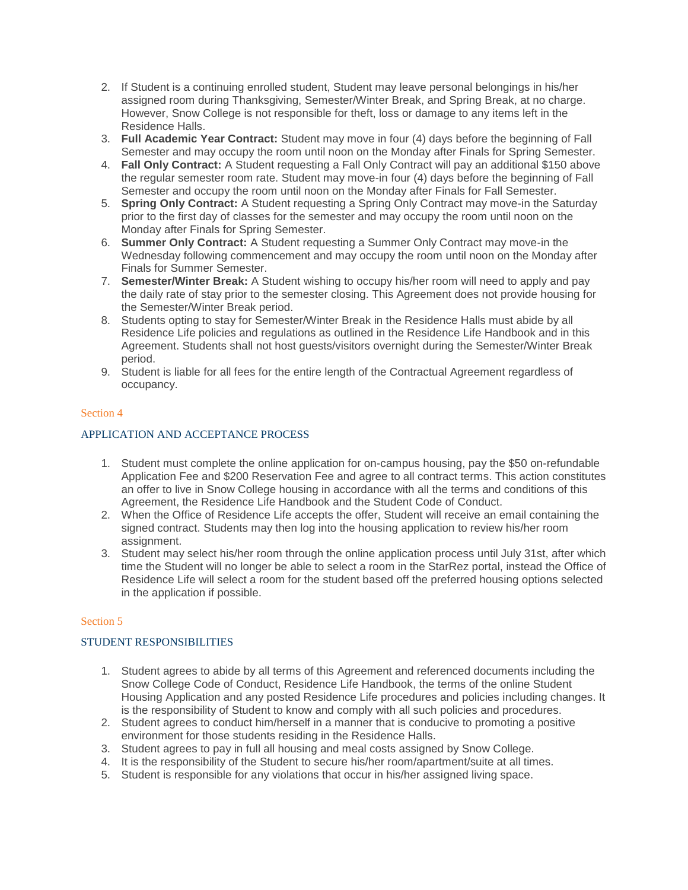2. If Student is a continuing enrolled student, Student may leave personal belongings in his/her assigned room during Thanksgiving, Semester/Winter Break, and Spring Break, at no charge. However, Snow College is not responsible for theft, loss or damage to any items left in the Residence Halls.
3. **Full Academic Year Contract:** Student may move in four (4) days before the beginning of Fall Semester and may occupy the room until noon on the Monday after Finals for Spring Semester.
4. **Fall Only Contract:** A Student requesting a Fall Only Contract will pay an additional $150 above the regular semester room rate. Student may move-in four (4) days before the beginning of Fall Semester and occupy the room until noon on the Monday after Finals for Fall Semester.
5. **Spring Only Contract:** A Student requesting a Spring Only Contract may move-in the Saturday prior to the first day of classes for the semester and may occupy the room until noon on the Monday after Finals for Spring Semester.
6. **Summer Only Contract:** A Student requesting a Summer Only Contract may move-in the Wednesday following commencement and may occupy the room until noon on the Monday after Finals for Summer Semester.
7. **Semester/Winter Break:** A Student wishing to occupy his/her room will need to apply and pay the daily rate of stay prior to the semester closing. This Agreement does not provide housing for the Semester/Winter Break period.
8. Students opting to stay for Semester/Winter Break in the Residence Halls must abide by all Residence Life policies and regulations as outlined in the Residence Life Handbook and in this Agreement. Students shall not host guests/visitors overnight during the Semester/Winter Break period.
9. Student is liable for all fees for the entire length of the Contractual Agreement regardless of occupancy.

Section 4

## APPLICATION AND ACCEPTANCE PROCESS

1. Student must complete the online application for on-campus housing, pay the $50 on-refundable Application Fee and $200 Reservation Fee and agree to all contract terms. This action constitutes an offer to live in Snow College housing in accordance with all the terms and conditions of this Agreement, the Residence Life Handbook and the Student Code of Conduct.
2. When the Office of Residence Life accepts the offer, Student will receive an email containing the signed contract. Students may then log into the housing application to review his/her room assignment.
3. Student may select his/her room through the online application process until July 31st, after which time the Student will no longer be able to select a room in the StarRez portal, instead the Office of Residence Life will select a room for the student based off the preferred housing options selected in the application if possible.

Section 5

## STUDENT RESPONSIBILITIES

1. Student agrees to abide by all terms of this Agreement and referenced documents including the Snow College Code of Conduct, Residence Life Handbook, the terms of the online Student Housing Application and any posted Residence Life procedures and policies including changes. It is the responsibility of Student to know and comply with all such policies and procedures.
2. Student agrees to conduct him/herself in a manner that is conducive to promoting a positive environment for those students residing in the Residence Halls.
3. Student agrees to pay in full all housing and meal costs assigned by Snow College.
4. It is the responsibility of the Student to secure his/her room/apartment/suite at all times.
5. Student is responsible for any violations that occur in his/her assigned living space.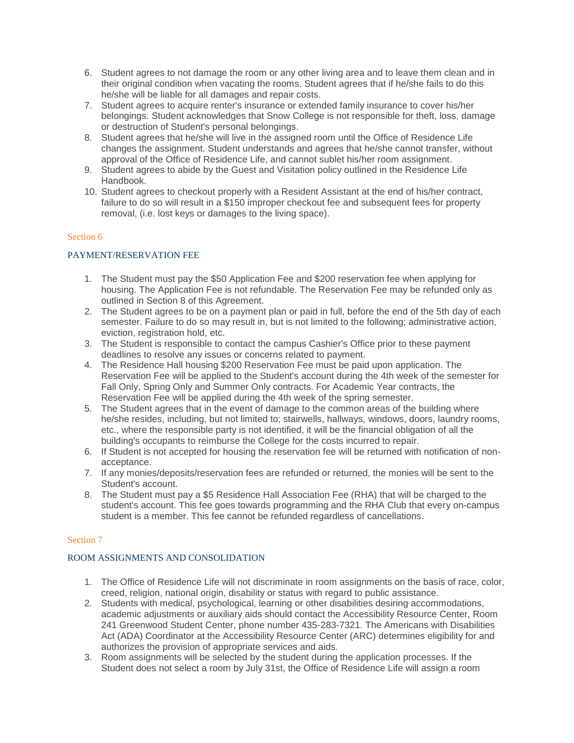6. Student agrees to not damage the room or any other living area and to leave them clean and in their original condition when vacating the rooms. Student agrees that if he/she fails to do this he/she will be liable for all damages and repair costs.
7. Student agrees to acquire renter's insurance or extended family insurance to cover his/her belongings. Student acknowledges that Snow College is not responsible for theft, loss, damage or destruction of Student's personal belongings.
8. Student agrees that he/she will live in the assigned room until the Office of Residence Life changes the assignment. Student understands and agrees that he/she cannot transfer, without approval of the Office of Residence Life, and cannot sublet his/her room assignment.
9. Student agrees to abide by the Guest and Visitation policy outlined in the Residence Life Handbook.
10. Student agrees to checkout properly with a Resident Assistant at the end of his/her contract, failure to do so will result in a $150 improper checkout fee and subsequent fees for property removal, (i.e. lost keys or damages to the living space).

## Section 6

### PAYMENT/RESERVATION FEE

1. The Student must pay the $50 Application Fee and $200 reservation fee when applying for housing. The Application Fee is not refundable. The Reservation Fee may be refunded only as outlined in Section 8 of this Agreement.
2. The Student agrees to be on a payment plan or paid in full, before the end of the 5th day of each semester. Failure to do so may result in, but is not limited to the following; administrative action, eviction, registration hold, etc.
3. The Student is responsible to contact the campus Cashier's Office prior to these payment deadlines to resolve any issues or concerns related to payment.
4. The Residence Hall housing $200 Reservation Fee must be paid upon application. The Reservation Fee will be applied to the Student's account during the 4th week of the semester for Fall Only, Spring Only and Summer Only contracts. For Academic Year contracts, the Reservation Fee will be applied during the 4th week of the spring semester.
5. The Student agrees that in the event of damage to the common areas of the building where he/she resides, including, but not limited to; stairwells, hallways, windows, doors, laundry rooms, etc., where the responsible party is not identified, it will be the financial obligation of all the building's occupants to reimburse the College for the costs incurred to repair.
6. If Student is not accepted for housing the reservation fee will be returned with notification of non-acceptance.
7. If any monies/deposits/reservation fees are refunded or returned, the monies will be sent to the Student's account.
8. The Student must pay a $5 Residence Hall Association Fee (RHA) that will be charged to the student's account. This fee goes towards programming and the RHA Club that every on-campus student is a member. This fee cannot be refunded regardless of cancellations.

## Section 7

### ROOM ASSIGNMENTS AND CONSOLIDATION

1. The Office of Residence Life will not discriminate in room assignments on the basis of race, color, creed, religion, national origin, disability or status with regard to public assistance.
2. Students with medical, psychological, learning or other disabilities desiring accommodations, academic adjustments or auxiliary aids should contact the Accessibility Resource Center, Room 241 Greenwood Student Center, phone number 435-283-7321. The Americans with Disabilities Act (ADA) Coordinator at the Accessibility Resource Center (ARC) determines eligibility for and authorizes the provision of appropriate services and aids.
3. Room assignments will be selected by the student during the application processes. If the Student does not select a room by July 31st, the Office of Residence Life will assign a room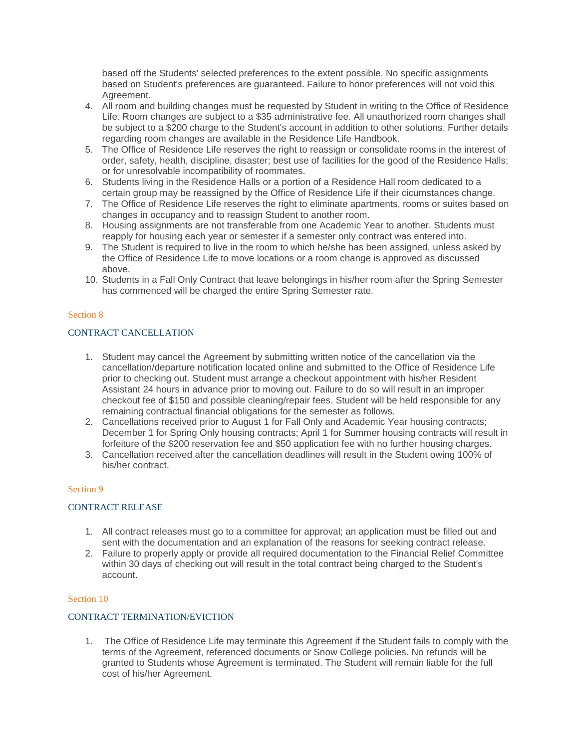based off the Students' selected preferences to the extent possible. No specific assignments based on Student's preferences are guaranteed. Failure to honor preferences will not void this Agreement.

4. All room and building changes must be requested by Student in writing to the Office of Residence Life. Room changes are subject to a $35 administrative fee. All unauthorized room changes shall be subject to a $200 charge to the Student's account in addition to other solutions. Further details regarding room changes are available in the Residence Life Handbook.
5. The Office of Residence Life reserves the right to reassign or consolidate rooms in the interest of order, safety, health, discipline, disaster; best use of facilities for the good of the Residence Halls; or for unresolvable incompatibility of roommates.
6. Students living in the Residence Halls or a portion of a Residence Hall room dedicated to a certain group may be reassigned by the Office of Residence Life if their cicumstances change.
7. The Office of Residence Life reserves the right to eliminate apartments, rooms or suites based on changes in occupancy and to reassign Student to another room.
8. Housing assignments are not transferable from one Academic Year to another. Students must reapply for housing each year or semester if a semester only contract was entered into.
9. The Student is required to live in the room to which he/she has been assigned, unless asked by the Office of Residence Life to move locations or a room change is approved as discussed above.
10. Students in a Fall Only Contract that leave belongings in his/her room after the Spring Semester has commenced will be charged the entire Spring Semester rate.

## Section 8

### CONTRACT CANCELLATION

1. Student may cancel the Agreement by submitting written notice of the cancellation via the cancellation/departure notification located online and submitted to the Office of Residence Life prior to checking out. Student must arrange a checkout appointment with his/her Resident Assistant 24 hours in advance prior to moving out. Failure to do so will result in an improper checkout fee of $150 and possible cleaning/repair fees. Student will be held responsible for any remaining contractual financial obligations for the semester as follows.
2. Cancellations received prior to August 1 for Fall Only and Academic Year housing contracts; December 1 for Spring Only housing contracts; April 1 for Summer housing contracts will result in forfeiture of the $200 reservation fee and $50 application fee with no further housing charges.
3. Cancellation received after the cancellation deadlines will result in the Student owing 100% of his/her contract.

## Section 9

### CONTRACT RELEASE

1. All contract releases must go to a committee for approval; an application must be filled out and sent with the documentation and an explanation of the reasons for seeking contract release.
2. Failure to properly apply or provide all required documentation to the Financial Relief Committee within 30 days of checking out will result in the total contract being charged to the Student's account.

## Section 10

### CONTRACT TERMINATION/EVICTION

1. The Office of Residence Life may terminate this Agreement if the Student fails to comply with the terms of the Agreement, referenced documents or Snow College policies. No refunds will be granted to Students whose Agreement is terminated. The Student will remain liable for the full cost of his/her Agreement.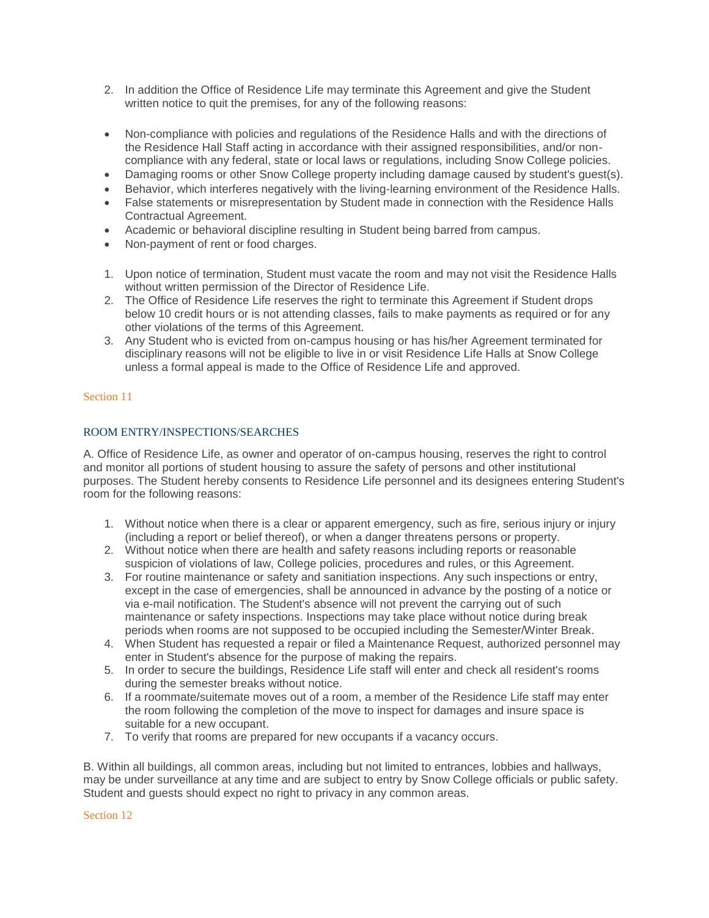2. In addition the Office of Residence Life may terminate this Agreement and give the Student written notice to quit the premises, for any of the following reasons:

- Non-compliance with policies and regulations of the Residence Halls and with the directions of the Residence Hall Staff acting in accordance with their assigned responsibilities, and/or non-compliance with any federal, state or local laws or regulations, including Snow College policies.
- Damaging rooms or other Snow College property including damage caused by student's guest(s).
- Behavior, which interferes negatively with the living-learning environment of the Residence Halls.
- False statements or misrepresentation by Student made in connection with the Residence Halls Contractual Agreement.
- Academic or behavioral discipline resulting in Student being barred from campus.
- Non-payment of rent or food charges.

1. Upon notice of termination, Student must vacate the room and may not visit the Residence Halls without written permission of the Director of Residence Life.
2. The Office of Residence Life reserves the right to terminate this Agreement if Student drops below 10 credit hours or is not attending classes, fails to make payments as required or for any other violations of the terms of this Agreement.
3. Any Student who is evicted from on-campus housing or has his/her Agreement terminated for disciplinary reasons will not be eligible to live in or visit Residence Life Halls at Snow College unless a formal appeal is made to the Office of Residence Life and approved.

## Section 11

### ROOM ENTRY/INSPECTIONS/SEARCHES

A. Office of Residence Life, as owner and operator of on-campus housing, reserves the right to control and monitor all portions of student housing to assure the safety of persons and other institutional purposes. The Student hereby consents to Residence Life personnel and its designees entering Student's room for the following reasons:

1. Without notice when there is a clear or apparent emergency, such as fire, serious injury or injury (including a report or belief thereof), or when a danger threatens persons or property.
2. Without notice when there are health and safety reasons including reports or reasonable suspicion of violations of law, College policies, procedures and rules, or this Agreement.
3. For routine maintenance or safety and sanitiation inspections. Any such inspections or entry, except in the case of emergencies, shall be announced in advance by the posting of a notice or via e-mail notification. The Student's absence will not prevent the carrying out of such maintenance or safety inspections. Inspections may take place without notice during break periods when rooms are not supposed to be occupied including the Semester/Winter Break.
4. When Student has requested a repair or filed a Maintenance Request, authorized personnel may enter in Student's absence for the purpose of making the repairs.
5. In order to secure the buildings, Residence Life staff will enter and check all resident's rooms during the semester breaks without notice.
6. If a roommate/suitemate moves out of a room, a member of the Residence Life staff may enter the room following the completion of the move to inspect for damages and insure space is suitable for a new occupant.
7. To verify that rooms are prepared for new occupants if a vacancy occurs.

B. Within all buildings, all common areas, including but not limited to entrances, lobbies and hallways, may be under surveillance at any time and are subject to entry by Snow College officials or public safety. Student and guests should expect no right to privacy in any common areas.

## Section 12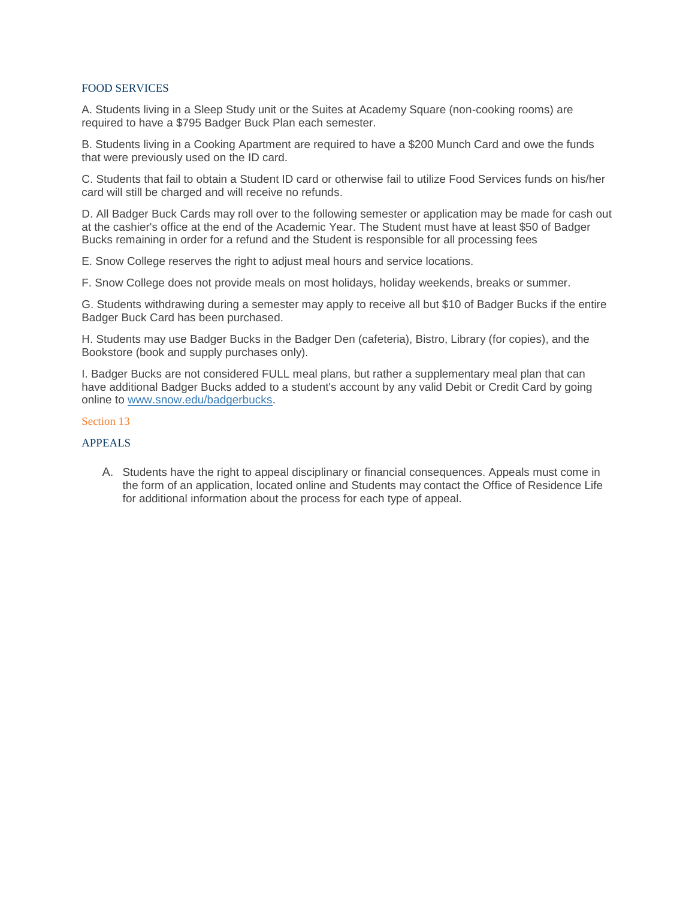## FOOD SERVICES

A. Students living in a Sleep Study unit or the Suites at Academy Square (non-cooking rooms) are required to have a $795 Badger Buck Plan each semester.

B. Students living in a Cooking Apartment are required to have a $200 Munch Card and owe the funds that were previously used on the ID card.

C. Students that fail to obtain a Student ID card or otherwise fail to utilize Food Services funds on his/her card will still be charged and will receive no refunds.

D. All Badger Buck Cards may roll over to the following semester or application may be made for cash out at the cashier's office at the end of the Academic Year. The Student must have at least $50 of Badger Bucks remaining in order for a refund and the Student is responsible for all processing fees

E. Snow College reserves the right to adjust meal hours and service locations.

F. Snow College does not provide meals on most holidays, holiday weekends, breaks or summer.

G. Students withdrawing during a semester may apply to receive all but $10 of Badger Bucks if the entire Badger Buck Card has been purchased.

H. Students may use Badger Bucks in the Badger Den (cafeteria), Bistro, Library (for copies), and the Bookstore (book and supply purchases only).

I. Badger Bucks are not considered FULL meal plans, but rather a supplementary meal plan that can have additional Badger Bucks added to a student's account by any valid Debit or Credit Card by going online to [www.snow.edu/badgerbucks](http://www.snow.edu/badgerbucks).

Section 13

## APPEALS

A. Students have the right to appeal disciplinary or financial consequences. Appeals must come in the form of an application, located online and Students may contact the Office of Residence Life for additional information about the process for each type of appeal.